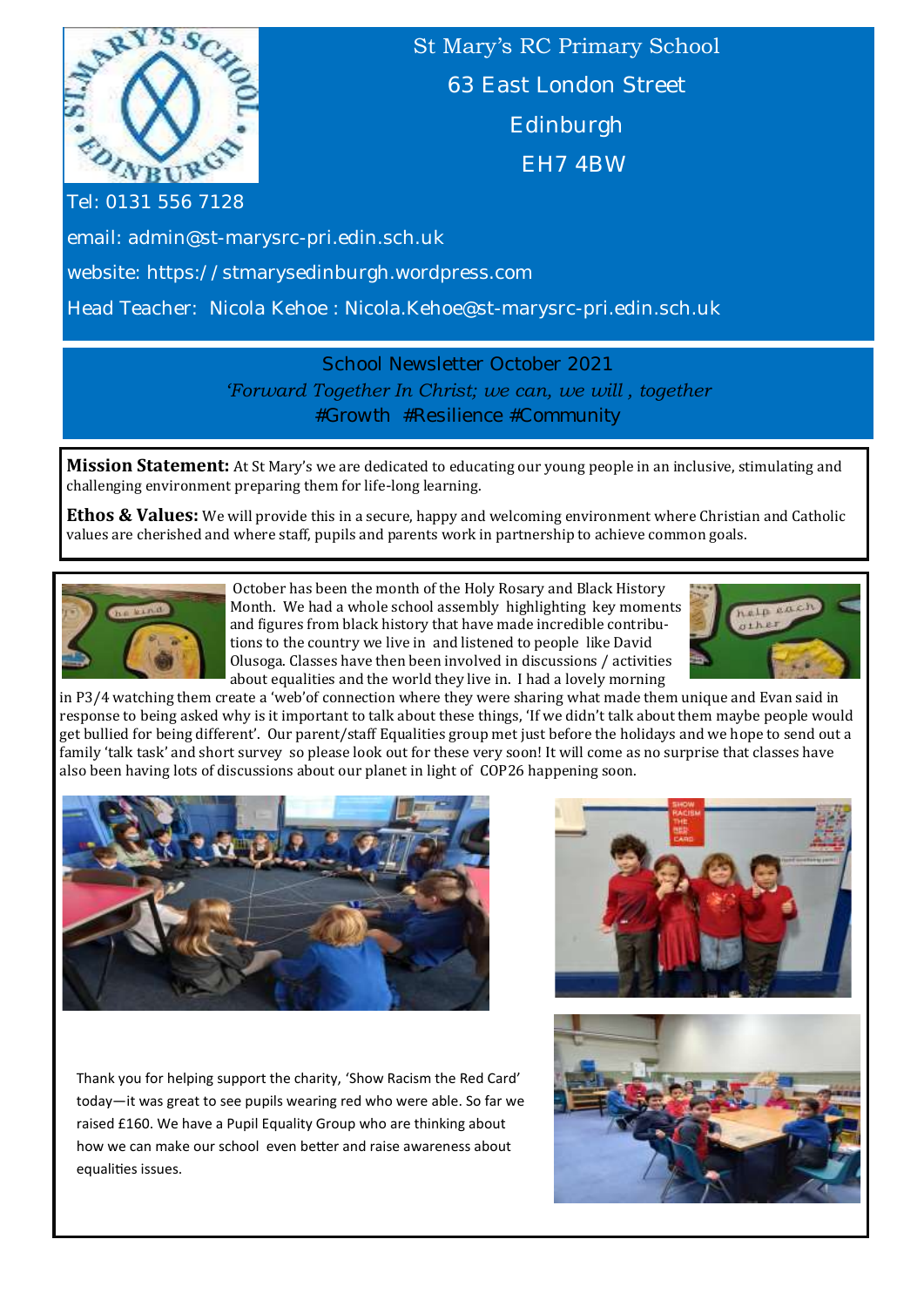# St Mary's RC Primary School

63 East London Street
Edinburgh
EH7 4BW

Tel: 0131 556 7128

email: admin@st-marysrc-pri.edin.sch.uk

website: https://stmarysedinburgh.wordpress.com

Head Teacher: Nicola Kehoe : Nicola.Kehoe@st-marysrc-pri.edin.sch.uk

## School Newsletter October 2021

*'Forward Together In Christ; we can, we will , together*

#Growth #Resilience #Community

**Mission Statement:** At St Mary's we are dedicated to educating our young people in an inclusive, stimulating and challenging environment preparing them for life-long learning.

**Ethos & Values:** We will provide this in a secure, happy and welcoming environment where Christian and Catholic values are cherished and where staff, pupils and parents work in partnership to achieve common goals.

October has been the month of the Holy Rosary and Black History Month. We had a whole school assembly highlighting key moments and figures from black history that have made incredible contributions to the country we live in and listened to people like David Olusoga. Classes have then been involved in discussions / activities about equalities and the world they live in. I had a lovely morning in P3/4 watching them create a 'web'of connection where they were sharing what made them unique and Evan said in response to being asked why is it important to talk about these things, 'If we didn't talk about them maybe people would get bullied for being different'. Our parent/staff Equalities group met just before the holidays and we hope to send out a family 'talk task' and short survey so please look out for these very soon! It will come as no surprise that classes have also been having lots of discussions about our planet in light of COP26 happening soon.

Thank you for helping support the charity, 'Show Racism the Red Card' today—it was great to see pupils wearing red who were able. So far we raised £160. We have a Pupil Equality Group who are thinking about how we can make our school even better and raise awareness about equalities issues.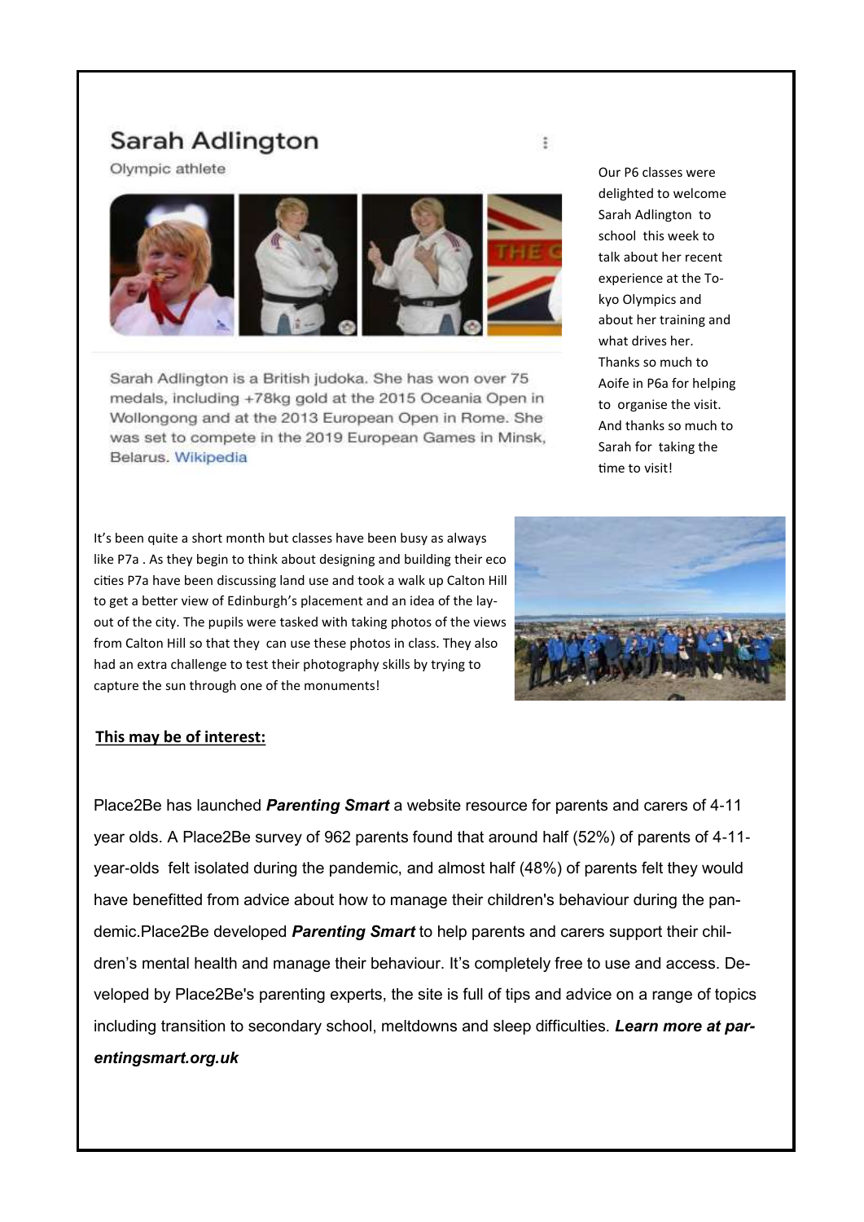## Sarah Adlington

Olympic athlete

Sarah Adlington is a British judoka. She has won over 75 medals, including +78kg gold at the 2015 Oceania Open in Wollongong and at the 2013 European Open in Rome. She was set to compete in the 2019 European Games in Minsk, Belarus. Wikipedia

Our P6 classes were delighted to welcome Sarah Adlington to school this week to talk about her recent experience at the Tokyo Olympics and about her training and what drives her. Thanks so much to Aoife in P6a for helping to organise the visit. And thanks so much to Sarah for taking the time to visit!

It's been quite a short month but classes have been busy as always like P7a . As they begin to think about designing and building their eco cities P7a have been discussing land use and took a walk up Calton Hill to get a better view of Edinburgh's placement and an idea of the layout of the city. The pupils were tasked with taking photos of the views from Calton Hill so that they can use these photos in class. They also had an extra challenge to test their photography skills by trying to capture the sun through one of the monuments!

**This may be of interest:**

Place2Be has launched ***Parenting Smart*** a website resource for parents and carers of 4-11 year olds. A Place2Be survey of 962 parents found that around half (52%) of parents of 4-11-year-olds felt isolated during the pandemic, and almost half (48%) of parents felt they would have benefitted from advice about how to manage their children's behaviour during the pandemic.Place2Be developed ***Parenting Smart*** to help parents and carers support their children's mental health and manage their behaviour. It's completely free to use and access. Developed by Place2Be's parenting experts, the site is full of tips and advice on a range of topics including transition to secondary school, meltdowns and sleep difficulties. ***Learn more at parentingsmart.org.uk***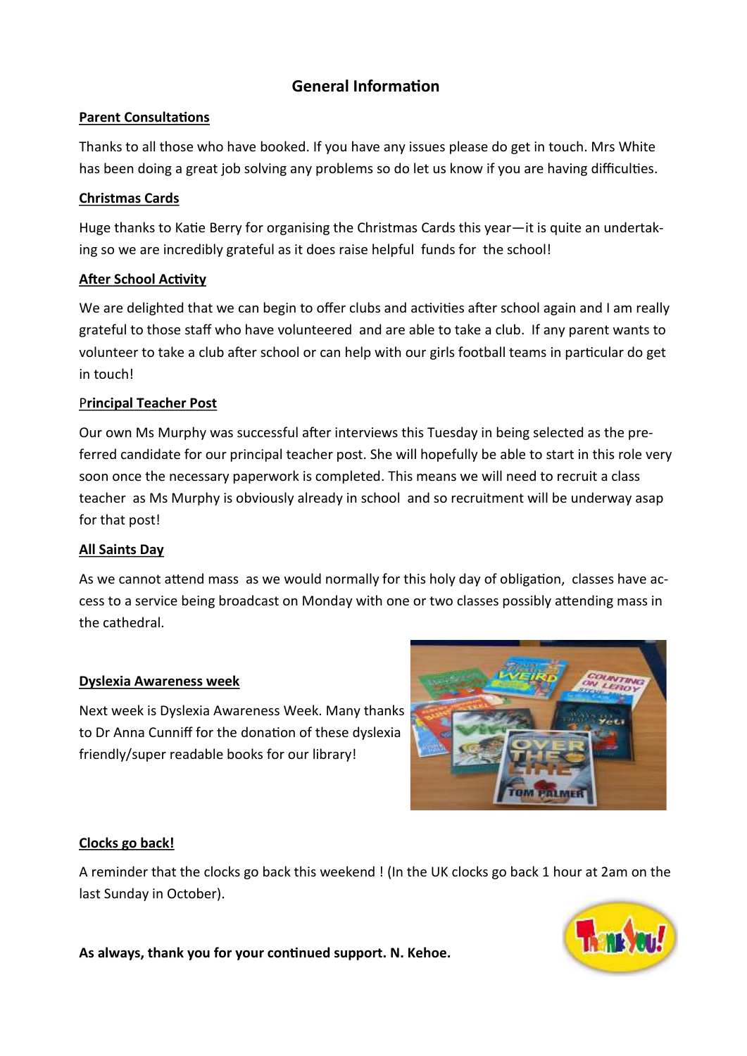# General Information

**Parent Consultations**

Thanks to all those who have booked. If you have any issues please do get in touch. Mrs White has been doing a great job solving any problems so do let us know if you are having difficulties.

**Christmas Cards**

Huge thanks to Katie Berry for organising the Christmas Cards this year—it is quite an undertaking so we are incredibly grateful as it does raise helpful funds for the school!

**After School Activity**

We are delighted that we can begin to offer clubs and activities after school again and I am really grateful to those staff who have volunteered and are able to take a club. If any parent wants to volunteer to take a club after school or can help with our girls football teams in particular do get in touch!

**Principal Teacher Post**

Our own Ms Murphy was successful after interviews this Tuesday in being selected as the preferred candidate for our principal teacher post. She will hopefully be able to start in this role very soon once the necessary paperwork is completed. This means we will need to recruit a class teacher as Ms Murphy is obviously already in school and so recruitment will be underway asap for that post!

**All Saints Day**

As we cannot attend mass as we would normally for this holy day of obligation, classes have access to a service being broadcast on Monday with one or two classes possibly attending mass in the cathedral.

**Dyslexia Awareness week**

Next week is Dyslexia Awareness Week. Many thanks to Dr Anna Cunniff for the donation of these dyslexia friendly/super readable books for our library!

**Clocks go back!**

A reminder that the clocks go back this weekend ! (In the UK clocks go back 1 hour at 2am on the last Sunday in October).

**As always, thank you for your continued support. N. Kehoe.**